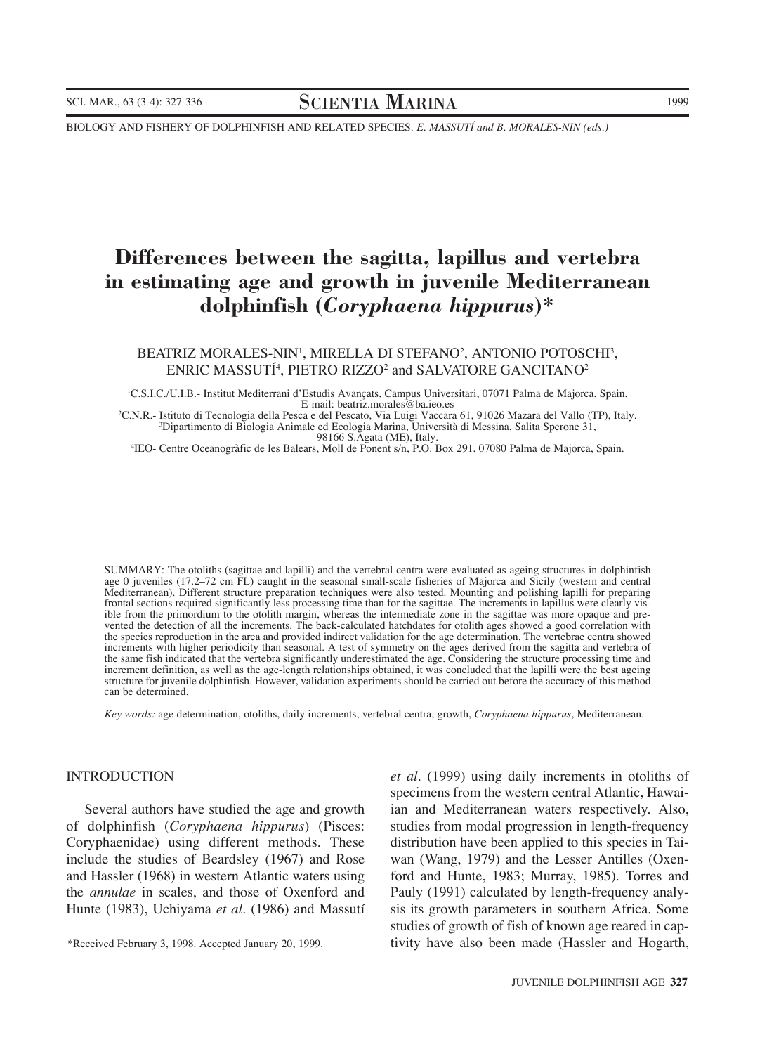BIOLOGY AND FISHERY OF DOLPHINFISH AND RELATED SPECIES. *E. MASSUTÍ and B. MORALES-NIN (eds.)*

# Differences between the sagitta, lapillus and vertebra in estimating age and growth in juvenile Mediterranean dolphinfish (*Coryphaena hippurus*)*

BEATRIZ MORALES-NIN[1], MIRELLA DI STEFANO[2], ANTONIO POTOSCHI[3], ENRIC MASSUTÍ[4], PIETRO RIZZO[2] and SALVATORE GANCITANO[2]

[1]C.S.I.C./U.I.B.- Institut Mediterrani d'Estudis Avançats, Campus Universitari, 07071 Palma de Majorca, Spain. E-mail: beatriz.morales@ba.ieo.es

[2]C.N.R.- Istituto di Tecnologia della Pesca e del Pescato, Via Luigi Vaccara 61, 91026 Mazara del Vallo (TP), Italy.

[3]Dipartimento di Biologia Animale ed Ecologia Marina, Università di Messina, Salita Sperone 31, 98166 S.Agata (ME), Italy.

[4]IEO- Centre Oceanogràfic de les Balears, Moll de Ponent s/n, P.O. Box 291, 07080 Palma de Majorca, Spain.

SUMMARY: The otoliths (sagittae and lapilli) and the vertebral centra were evaluated as ageing structures in dolphinfish age 0 juveniles (17.2–72 cm FL) caught in the seasonal small-scale fisheries of Majorca and Sicily (western and central Mediterranean). Different structure preparation techniques were also tested. Mounting and polishing lapilli for preparing frontal sections required significantly less processing time than for the sagittae. The increments in lapillus were clearly visible from the primordium to the otolith margin, whereas the intermediate zone in the sagittae was more opaque and prevented the detection of all the increments. The back-calculated hatchdates for otolith ages showed a good correlation with the species reproduction in the area and provided indirect validation for the age determination. The vertebrae centra showed increments with higher periodicity than seasonal. A test of symmetry on the ages derived from the sagitta and vertebra of the same fish indicated that the vertebra significantly underestimated the age. Considering the structure processing time and increment definition, as well as the age-length relationships obtained, it was concluded that the lapilli were the best ageing structure for juvenile dolphinfish. However, validation experiments should be carried out before the accuracy of this method can be determined.

*Key words:* age determination, otoliths, daily increments, vertebral centra, growth, *Coryphaena hippurus*, Mediterranean.

## INTRODUCTION

Several authors have studied the age and growth of dolphinfish (*Coryphaena hippurus*) (Pisces: Coryphaenidae) using different methods. These include the studies of Beardsley (1967) and Rose and Hassler (1968) in western Atlantic waters using the *annulae* in scales, and those of Oxenford and Hunte (1983), Uchiyama *et al*. (1986) and Massutí *et al*. (1999) using daily increments in otoliths of specimens from the western central Atlantic, Hawaiian and Mediterranean waters respectively. Also, studies from modal progression in length-frequency distribution have been applied to this species in Taiwan (Wang, 1979) and the Lesser Antilles (Oxenford and Hunte, 1983; Murray, 1985). Torres and Pauly (1991) calculated by length-frequency analysis its growth parameters in southern Africa. Some studies of growth of fish of known age reared in captivity have also been made (Hassler and Hogarth,

*Received February 3, 1998. Accepted January 20, 1999.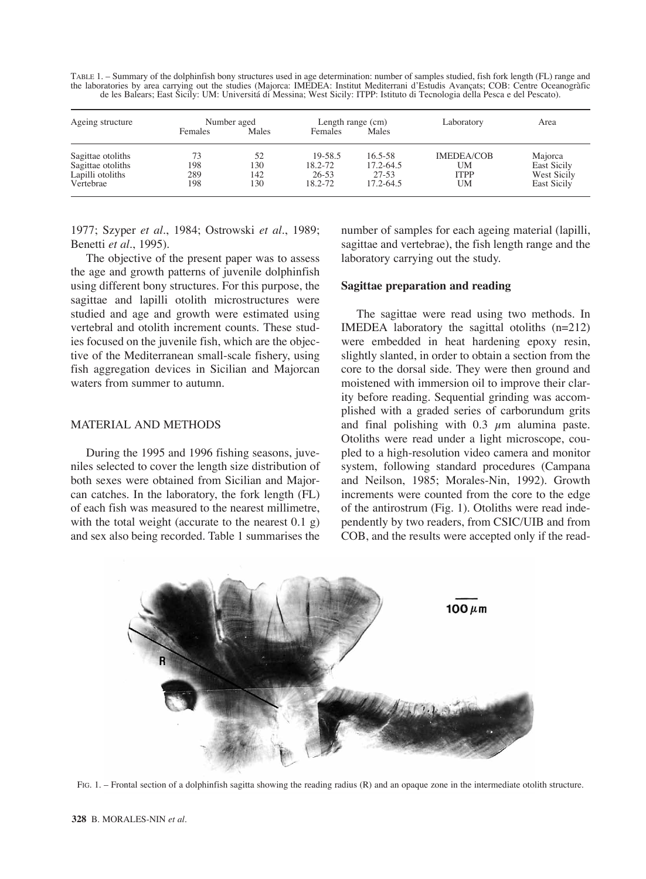TABLE 1. – Summary of the dolphinfish bony structures used in age determination: number of samples studied, fish fork length (FL) range and the laboratories by area carrying out the studies (Majorca: IMEDEA: Institut Mediterrani d'Estudis Avançats; COB: Centre Oceanogràfic de les Balears; East Sicily: UM: Universitá di Messina; West Sicily: ITPP: Istituto di Tecnologia della Pesca e del Pescato).

| Ageing structure | Number aged | | Length range (cm) | | Laboratory | Area |
|---|---|---|---|---|---|---|
| | Females | Males | Females | Males | | |
| Sagittae otoliths | 73 | 52 | 19-58.5 | 16.5-58 | IMEDEA/COB | Majorca |
| Sagittae otoliths | 198 | 130 | 18.2-72 | 17.2-64.5 | UM | East Sicily |
| Lapilli otoliths | 289 | 142 | 26-53 | 27-53 | ITPP | West Sicily |
| Vertebrae | 198 | 130 | 18.2-72 | 17.2-64.5 | UM | East Sicily |

1977; Szyper *et al*., 1984; Ostrowski *et al*., 1989; Benetti *et al*., 1995).

The objective of the present paper was to assess the age and growth patterns of juvenile dolphinfish using different bony structures. For this purpose, the sagittae and lapilli otolith microstructures were studied and age and growth were estimated using vertebral and otolith increment counts. These studies focused on the juvenile fish, which are the objective of the Mediterranean small-scale fishery, using fish aggregation devices in Sicilian and Majorcan waters from summer to autumn.

## MATERIAL AND METHODS

During the 1995 and 1996 fishing seasons, juveniles selected to cover the length size distribution of both sexes were obtained from Sicilian and Majorcan catches. In the laboratory, the fork length (FL) of each fish was measured to the nearest millimetre, with the total weight (accurate to the nearest 0.1 g) and sex also being recorded. Table 1 summarises the number of samples for each ageing material (lapilli, sagittae and vertebrae), the fish length range and the laboratory carrying out the study.

### Sagittae preparation and reading

The sagittae were read using two methods. In IMEDEA laboratory the sagittal otoliths (n=212) were embedded in heat hardening epoxy resin, slightly slanted, in order to obtain a section from the core to the dorsal side. They were then ground and moistened with immersion oil to improve their clarity before reading. Sequential grinding was accomplished with a graded series of carborundum grits and final polishing with 0.3 $\mu$m alumina paste. Otoliths were read under a light microscope, coupled to a high-resolution video camera and monitor system, following standard procedures (Campana and Neilson, 1985; Morales-Nin, 1992). Growth increments were counted from the core to the edge of the antirostrum (Fig. 1). Otoliths were read independently by two readers, from CSIC/UIB and from COB, and the results were accepted only if the read-

FIG. 1. – Frontal section of a dolphinfish sagitta showing the reading radius (R) and an opaque zone in the intermediate otolith structure.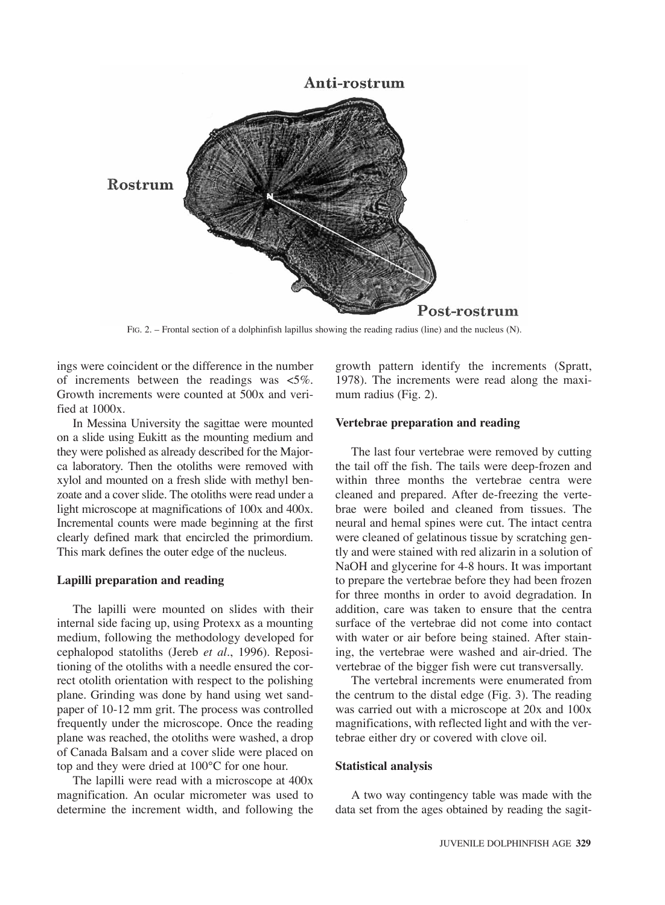Anti-rostrum

Rostrum

Post-rostrum

FIG. 2. – Frontal section of a dolphinfish lapillus showing the reading radius (line) and the nucleus (N).

ings were coincident or the difference in the number of increments between the readings was <5%. Growth increments were counted at 500x and verified at 1000x.

In Messina University the sagittae were mounted on a slide using Eukitt as the mounting medium and they were polished as already described for the Majorca laboratory. Then the otoliths were removed with xylol and mounted on a fresh slide with methyl benzoate and a cover slide. The otoliths were read under a light microscope at magnifications of 100x and 400x. Incremental counts were made beginning at the first clearly defined mark that encircled the primordium. This mark defines the outer edge of the nucleus.

### Lapilli preparation and reading

The lapilli were mounted on slides with their internal side facing up, using Protexx as a mounting medium, following the methodology developed for cephalopod statoliths (Jereb *et al*., 1996). Repositioning of the otoliths with a needle ensured the correct otolith orientation with respect to the polishing plane. Grinding was done by hand using wet sandpaper of 10-12 mm grit. The process was controlled frequently under the microscope. Once the reading plane was reached, the otoliths were washed, a drop of Canada Balsam and a cover slide were placed on top and they were dried at 100°C for one hour.

The lapilli were read with a microscope at 400x magnification. An ocular micrometer was used to determine the increment width, and following the growth pattern identify the increments (Spratt, 1978). The increments were read along the maximum radius (Fig. 2).

### Vertebrae preparation and reading

The last four vertebrae were removed by cutting the tail off the fish. The tails were deep-frozen and within three months the vertebrae centra were cleaned and prepared. After de-freezing the vertebrae were boiled and cleaned from tissues. The neural and hemal spines were cut. The intact centra were cleaned of gelatinous tissue by scratching gently and were stained with red alizarin in a solution of NaOH and glycerine for 4-8 hours. It was important to prepare the vertebrae before they had been frozen for three months in order to avoid degradation. In addition, care was taken to ensure that the centra surface of the vertebrae did not come into contact with water or air before being stained. After staining, the vertebrae were washed and air-dried. The vertebrae of the bigger fish were cut transversally.

The vertebral increments were enumerated from the centrum to the distal edge (Fig. 3). The reading was carried out with a microscope at 20x and 100x magnifications, with reflected light and with the vertebrae either dry or covered with clove oil.

### Statistical analysis

A two way contingency table was made with the data set from the ages obtained by reading the sagit-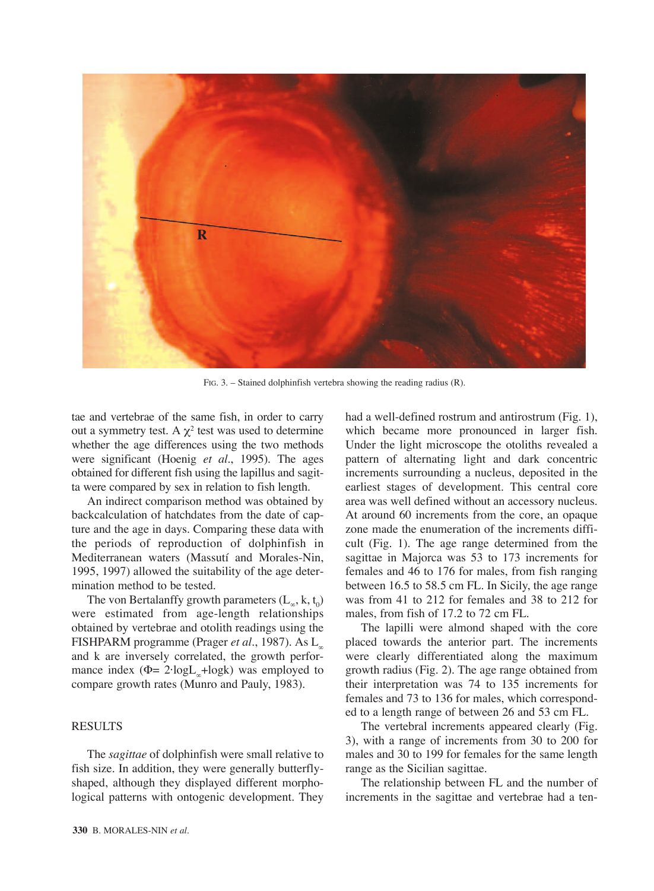FIG. 3. – Stained dolphinfish vertebra showing the reading radius (R).

tae and vertebrae of the same fish, in order to carry out a symmetry test. A $\chi^2$ test was used to determine whether the age differences using the two methods were significant (Hoenig *et al*., 1995). The ages obtained for different fish using the lapillus and sagitta were compared by sex in relation to fish length.

An indirect comparison method was obtained by backcalculation of hatchdates from the date of capture and the age in days. Comparing these data with the periods of reproduction of dolphinfish in Mediterranean waters (Massutí and Morales-Nin, 1995, 1997) allowed the suitability of the age determination method to be tested.

The von Bertalanffy growth parameters ($L_\infty$, k, $t_0$) were estimated from age-length relationships obtained by vertebrae and otolith readings using the FISHPARM programme (Prager *et al*., 1987). As $L_\infty$ and k are inversely correlated, the growth performance index ($\Phi = 2 \cdot \log L_\infty + \log k$) was employed to compare growth rates (Munro and Pauly, 1983).

## RESULTS

The *sagittae* of dolphinfish were small relative to fish size. In addition, they were generally butterfly-shaped, although they displayed different morphological patterns with ontogenic development. They had a well-defined rostrum and antirostrum (Fig. 1), which became more pronounced in larger fish. Under the light microscope the otoliths revealed a pattern of alternating light and dark concentric increments surrounding a nucleus, deposited in the earliest stages of development. This central core area was well defined without an accessory nucleus. At around 60 increments from the core, an opaque zone made the enumeration of the increments difficult (Fig. 1). The age range determined from the sagittae in Majorca was 53 to 173 increments for females and 46 to 176 for males, from fish ranging between 16.5 to 58.5 cm FL. In Sicily, the age range was from 41 to 212 for females and 38 to 212 for males, from fish of 17.2 to 72 cm FL.

The lapilli were almond shaped with the core placed towards the anterior part. The increments were clearly differentiated along the maximum growth radius (Fig. 2). The age range obtained from their interpretation was 74 to 135 increments for females and 73 to 136 for males, which corresponded to a length range of between 26 and 53 cm FL.

The vertebral increments appeared clearly (Fig. 3), with a range of increments from 30 to 200 for males and 30 to 199 for females for the same length range as the Sicilian sagittae.

The relationship between FL and the number of increments in the sagittae and vertebrae had a ten-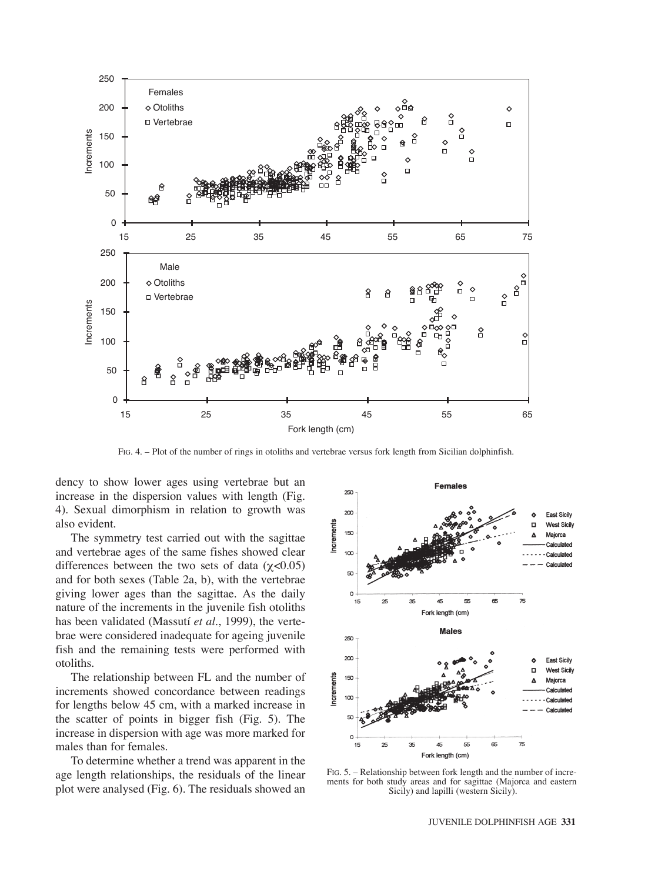FIG. 4. – Plot of the number of rings in otoliths and vertebrae versus fork length from Sicilian dolphinfish.

dency to show lower ages using vertebrae but an increase in the dispersion values with length (Fig. 4). Sexual dimorphism in relation to growth was also evident.

The symmetry test carried out with the sagittae and vertebrae ages of the same fishes showed clear differences between the two sets of data ($\chi$<0.05) and for both sexes (Table 2a, b), with the vertebrae giving lower ages than the sagittae. As the daily nature of the increments in the juvenile fish otoliths has been validated (Massutí *et al.*, 1999), the vertebrae were considered inadequate for ageing juvenile fish and the remaining tests were performed with otoliths.

The relationship between FL and the number of increments showed concordance between readings for lengths below 45 cm, with a marked increase in the scatter of points in bigger fish (Fig. 5). The increase in dispersion with age was more marked for males than for females.

To determine whether a trend was apparent in the age length relationships, the residuals of the linear plot were analysed (Fig. 6). The residuals showed an

FIG. 5. – Relationship between fork length and the number of increments for both study areas and for sagittae (Majorca and eastern Sicily) and lapilli (western Sicily).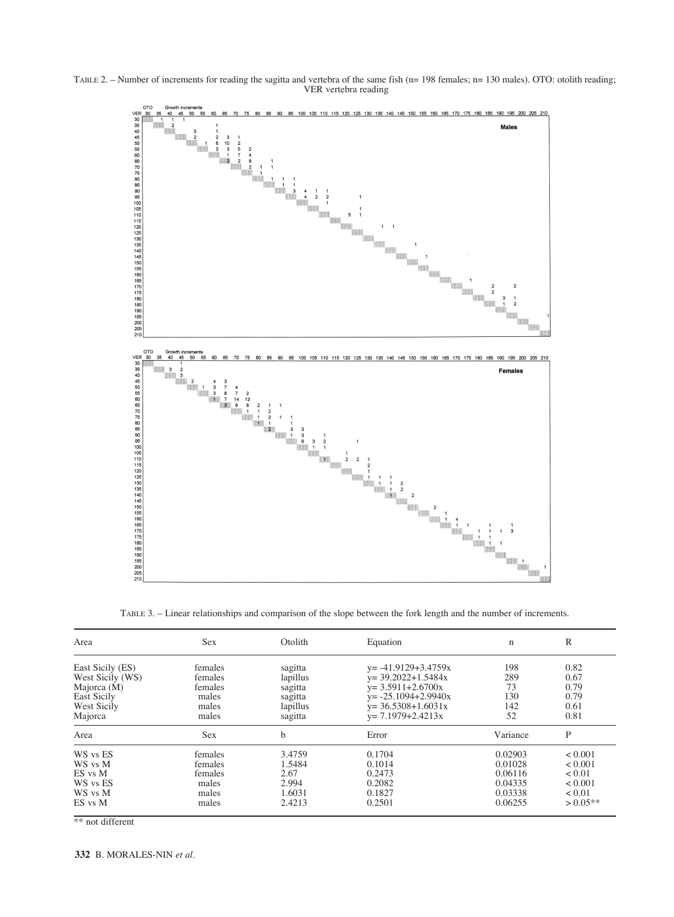TABLE 2. – Number of increments for reading the sagitta and vertebra of the same fish (n= 198 females; n= 130 males). OTO: otolith reading; VER vertebra reading

**Males**

| VER \ OTO | 30 | 35 | 40 | 45 | 50 | 55 | 60 | 65 | 70 | 75 | 80 | 85 | 90 | 95 | 100 | 105 | 110 | 115 | 120 | 125 | 130 | 135 | 140 | 145 | 150 | 155 | 160 | 165 | 170 | 175 | 180 | 185 | 190 | 195 | 200 | 205 | 210 |
|---|---|---|---|---|---|---|---|---|---|---|---|---|---|---|---|---|---|---|---|---|---|---|---|---|---|---|---|---|---|---|---|---|---|---|---|---|---|
| 30 | | 1 | 1 | 1 | | | | | | | | | | | | | | | | | | | | | | | | | | | | | | | | | |
| 35 | | | 2 | | | | 1 | | | | | | | | | | | | | | | | | | | | | | | | | | | | | | |
| 40 | | | | | 3 | | 1 | | | | | | | | | | | | | | | | | | | | | | | | | | | | | | |
| 45 | | | | | 2 | | 2 | 3 | 1 | | | | | | | | | | | | | | | | | | | | | | | | | | | | |
| 50 | | | | | | 1 | 6 | 10 | 2 | | | | | | | | | | | | | | | | | | | | | | | | | | | | |
| 55 | | | | | | | 3 | 3 | 5 | 2 | | | | | | | | | | | | | | | | | | | | | | | | | | | |
| 60 | | | | | | | | 1 | 7 | 4 | | | | | | | | | | | | | | | | | | | | | | | | | | | |
| 65 | | | | | | | | 2 | 2 | 8 | | 1 | | | | | | | | | | | | | | | | | | | | | | | | | |
| 70 | | | | | | | | | | 2 | 1 | 1 | | | | | | | | | | | | | | | | | | | | | | | | | |
| 75 | | | | | | | | | | | 1 | | | | | | | | | | | | | | | | | | | | | | | | | | |
| 80 | | | | | | | | | | | | 1 | 1 | 1 | | | | | | | | | | | | | | | | | | | | | | | |
| 85 | | | | | | | | | | | | | 1 | 1 | | | | | | | | | | | | | | | | | | | | | | | |
| 90 | | | | | | | | | | | | | | 3 | 4 | 1 | 1 | | | | | | | | | | | | | | | | | | | | |
| 95 | | | | | | | | | | | | | | | 4 | 2 | 2 | | | 1 | | | | | | | | | | | | | | | | | |
| 100 | | | | | | | | | | | | | | | | | 1 | | | | | | | | | | | | | | | | | | | | |
| 105 | | | | | | | | | | | | | | | | | | | | 1 | | | | | | | | | | | | | | | | | |
| 110 | | | | | | | | | | | | | | | | | | | 5 | 1 | | | | | | | | | | | | | | | | | |
| 115 | | | | | | | | | | | | | | | | | | | | | | | | | | | | | | | | | | | | | |
| 120 | | | | | | | | | | | | | | | | | | | | | | 1 | 1 | | | | | | | | | | | | | | |
| 125 | | | | | | | | | | | | | | | | | | | | | | | | | | | | | | | | | | | | | |
| 130 | | | | | | | | | | | | | | | | | | | | | | | | | | | | | | | | | | | | | |
| 135 | | | | | | | | | | | | | | | | | | | | | | | | | 1 | | | | | | | | | | | | |
| 140 | | | | | | | | | | | | | | | | | | | | | | | | | | | | | | | | | | | | | |
| 145 | | | | | | | | | | | | | | | | | | | | | | | | | | 1 | | | | | | | | | | | |
| 150 | | | | | | | | | | | | | | | | | | | | | | | | | | | | | | | | | | | | | |
| 155 | | | | | | | | | | | | | | | | | | | | | | | | | | | | | | | | | | | | | |
| 160 | | | | | | | | | | | | | | | | | | | | | | | | | | | | | | | | | | | | | |
| 165 | | | | | | | | | | | | | | | | | | | | | | | | | | | | | | 1 | | | | | | | |
| 170 | | | | | | | | | | | | | | | | | | | | | | | | | | | | | | | | 2 | | 2 | | | |
| 175 | | | | | | | | | | | | | | | | | | | | | | | | | | | | | | | | 2 | | | | | |
| 180 | | | | | | | | | | | | | | | | | | | | | | | | | | | | | | | | | 3 | 1 | | | |
| 185 | | | | | | | | | | | | | | | | | | | | | | | | | | | | | | | | | 1 | 2 | | | |
| 190 | | | | | | | | | | | | | | | | | | | | | | | | | | | | | | | | | | | | | |
| 195 | | | | | | | | | | | | | | | | | | | | | | | | | | | | | | | | | | | | | 1 |
| 200 | | | | | | | | | | | | | | | | | | | | | | | | | | | | | | | | | | | | | |
| 205 | | | | | | | | | | | | | | | | | | | | | | | | | | | | | | | | | | | | | |
| 210 | | | | | | | | | | | | | | | | | | | | | | | | | | | | | | | | | | | | | |

**Females**

| VER \ OTO | 30 | 35 | 40 | 45 | 50 | 55 | 60 | 65 | 70 | 75 | 80 | 85 | 90 | 95 | 100 | 105 | 110 | 115 | 120 | 125 | 130 | 135 | 140 | 145 | 150 | 155 | 160 | 165 | 170 | 175 | 180 | 185 | 190 | 195 | 200 | 205 | 210 |
|---|---|---|---|---|---|---|---|---|---|---|---|---|---|---|---|---|---|---|---|---|---|---|---|---|---|---|---|---|---|---|---|---|---|---|---|---|---|
| 30 | | | | 1 | | | | | | | | | | | | | | | | | | | | | | | | | | | | | | | | | |
| 35 | | | 3 | 2 | | | | | | | | | | | | | | | | | | | | | | | | | | | | | | | | | |
| 40 | | | | 3 | | | | | | | | | | | | | | | | | | | | | | | | | | | | | | | | | |
| 45 | | | | | 2 | | 4 | 3 | | | | | | | | | | | | | | | | | | | | | | | | | | | | | |
| 50 | | | | | | 1 | 3 | 7 | 4 | | | | | | | | | | | | | | | | | | | | | | | | | | | | |
| 55 | | | | | | | 3 | 8 | 7 | 2 | | | | | | | | | | | | | | | | | | | | | | | | | | | |
| 60 | | | | | | | 1 | 7 | 14 | 13 | | | | | | | | | | | | | | | | | | | | | | | | | | | |
| 65 | | | | | | | | 3 | 9 | 8 | 2 | 1 | 1 | | | | | | | | | | | | | | | | | | | | | | | | |
| 70 | | | | | | | | | | 1 | 1 | 2 | | | | | | | | | | | | | | | | | | | | | | | | | |
| 75 | | | | | | | | | | | 1 | 2 | 1 | 1 | | | | | | | | | | | | | | | | | | | | | | | |
| 80 | | | | | | | | | | | 1 | 1 | | 1 | | | | | | | | | | | | | | | | | | | | | | | |
| 85 | | | | | | | | | | | | 2 | 3 | 3 | | | | | | | | | | | | | | | | | | | | | | | |
| 90 | | | | | | | | | | | | | | 1 | 3 | | 1 | | | | | | | | | | | | | | | | | | | | |
| 95 | | | | | | | | | | | | | | | 6 | 3 | 2 | | | 1 | | | | | | | | | | | | | | | | | |
| 100 | | | | | | | | | | | | | | | | 1 | 1 | | | | | | | | | | | | | | | | | | | | |
| 105 | | | | | | | | | | | | | | | | | | | 1 | | | | | | | | | | | | | | | | | | |
| 110 | | | | | | | | | | | | | | | | | 1 | | 2 | 2 | 1 | | | | | | | | | | | | | | | | |
| 115 | | | | | | | | | | | | | | | | | | | | | 2 | | | | | | | | | | | | | | | | |
| 120 | | | | | | | | | | | | | | | | | | | | | 1 | | | | | | | | | | | | | | | | |
| 125 | | | | | | | | | | | | | | | | | | | | | 1 | 1 | 1 | | | | | | | | | | | | | | |
| 130 | | | | | | | | | | | | | | | | | | | | | | 1 | 1 | 2 | | | | | | | | | | | | | |
| 135 | | | | | | | | | | | | | | | | | | | | | | | 1 | 2 | | | | | | | | | | | | | |
| 140 | | | | | | | | | | | | | | | | | | | | | | | 1 | | 2 | | | | | | | | | | | | |
| 145 | | | | | | | | | | | | | | | | | | | | | | | | | | | | | | | | | | | | | |
| 150 | | | | | | | | | | | | | | | | | | | | | | | | | | | 2 | | | | | | | | | | |
| 155 | | | | | | | | | | | | | | | | | | | | | | | | | | | | 1 | | | | | | | | | |
| 160 | | | | | | | | | | | | | | | | | | | | | | | | | | | | 1 | 4 | | | | | | | | |
| 165 | | | | | | | | | | | | | | | | | | | | | | | | | | | | | 1 | 1 | | 1 | | 1 | | | |
| 170 | | | | | | | | | | | | | | | | | | | | | | | | | | | | | | | 1 | 1 | 1 | 3 | | | |
| 175 | | | | | | | | | | | | | | | | | | | | | | | | | | | | | | | 1 | 1 | | | | | |
| 180 | | | | | | | | | | | | | | | | | | | | | | | | | | | | | | | | 1 | 1 | | | | |
| 185 | | | | | | | | | | | | | | | | | | | | | | | | | | | | | | | | | | | | | |
| 190 | | | | | | | | | | | | | | | | | | | | | | | | | | | | | | | | | | | | | |
| 195 | | | | | | | | | | | | | | | | | | | | | | | | | | | | | | | | | | | 1 | | |
| 200 | | | | | | | | | | | | | | | | | | | | | | | | | | | | | | | | | | | | | 1 |
| 205 | | | | | | | | | | | | | | | | | | | | | | | | | | | | | | | | | | | | | |
| 210 | | | | | | | | | | | | | | | | | | | | | | | | | | | | | | | | | | | | | |

TABLE 3. – Linear relationships and comparison of the slope between the fork length and the number of increments.

| Area | Sex | Otolith | Equation | n | R |
|---|---|---|---|---|---|
| East Sicily (ES) | females | sagitta | $y= -41.9129+3.4759x$ | 198 | 0.82 |
| West Sicily (WS) | females | lapillus | $y= 39.2022+1.5484x$ | 289 | 0.67 |
| Majorca (M) | females | sagitta | $y= 3.5911+2.6700x$ | 73 | 0.79 |
| East Sicily | males | sagitta | $y= -25.1094+2.9940x$ | 130 | 0.79 |
| West Sicily | males | lapillus | $y= 36.5308+1.6031x$ | 142 | 0.61 |
| Majorca | males | sagitta | $y= 7.1979+2.4213x$ | 52 | 0.81 |
| **Area** | **Sex** | **b** | **Error** | **Variance** | **P** |
| WS vs ES | females | 3.4759 | 0.1704 | 0.02903 | $< 0.001$ |
| WS vs M | females | 1.5484 | 0.1014 | 0.01028 | $< 0.001$ |
| ES vs M | females | 2.67 | 0.2473 | 0.06116 | $< 0.01$ |
| WS vs ES | males | 2.994 | 0.2082 | 0.04335 | $< 0.001$ |
| WS vs M | males | 1.6031 | 0.1827 | 0.03338 | $< 0.01$ |
| ES vs M | males | 2.4213 | 0.2501 | 0.06255 | $> 0.05$** |

** not different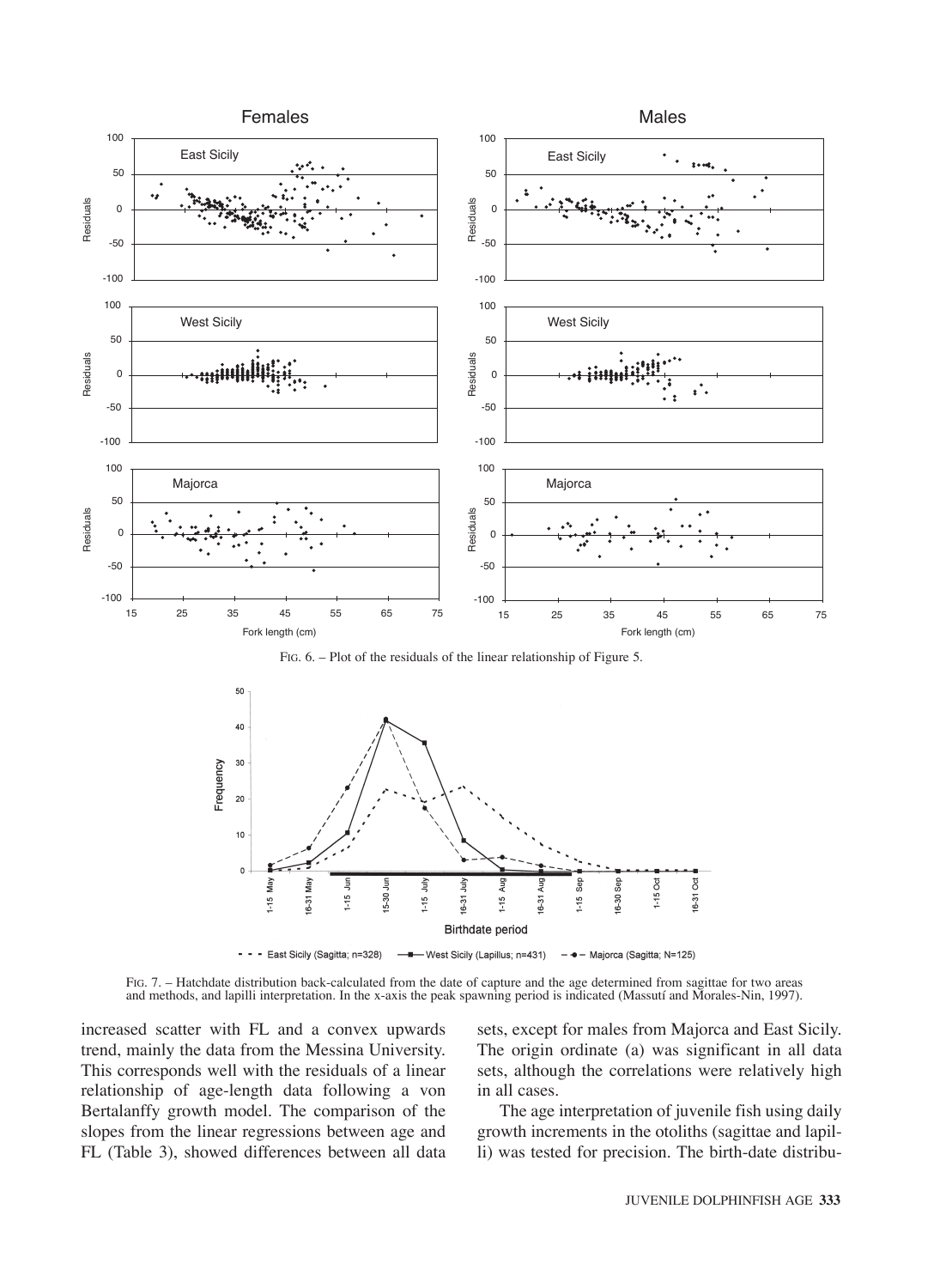FIG. 6. – Plot of the residuals of the linear relationship of Figure 5.

FIG. 7. – Hatchdate distribution back-calculated from the date of capture and the age determined from sagittae for two areas and methods, and lapilli interpretation. In the x-axis the peak spawning period is indicated (Massutí and Morales-Nin, 1997).

increased scatter with FL and a convex upwards trend, mainly the data from the Messina University. This corresponds well with the residuals of a linear relationship of age-length data following a von Bertalanffy growth model. The comparison of the slopes from the linear regressions between age and FL (Table 3), showed differences between all data sets, except for males from Majorca and East Sicily. The origin ordinate (a) was significant in all data sets, although the correlations were relatively high in all cases.

The age interpretation of juvenile fish using daily growth increments in the otoliths (sagittae and lapilli) was tested for precision. The birth-date distribu-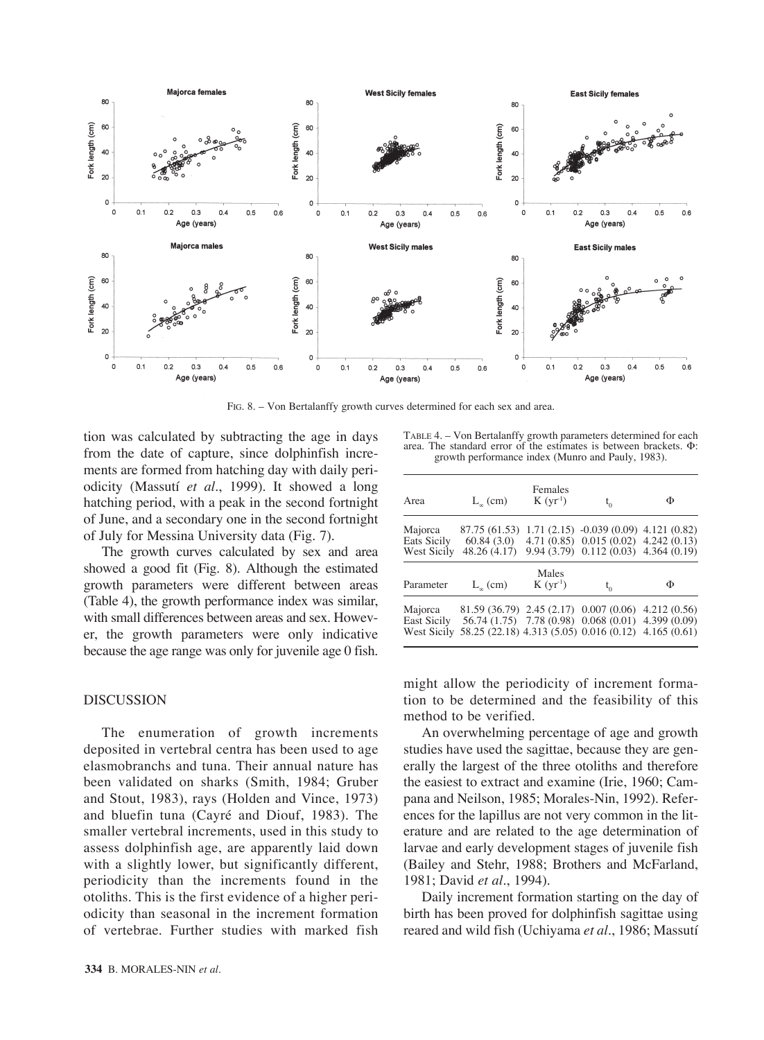FIG. 8. – Von Bertalanffy growth curves determined for each sex and area.

tion was calculated by subtracting the age in days from the date of capture, since dolphinfish increments are formed from hatching day with daily periodicity (Massutí *et al*., 1999). It showed a long hatching period, with a peak in the second fortnight of June, and a secondary one in the second fortnight of July for Messina University data (Fig. 7).

The growth curves calculated by sex and area showed a good fit (Fig. 8). Although the estimated growth parameters were different between areas (Table 4), the growth performance index was similar, with small differences between areas and sex. However, the growth parameters were only indicative because the age range was only for juvenile age 0 fish.

TABLE 4. – Von Bertalanffy growth parameters determined for each area. The standard error of the estimates is between brackets. Φ: growth performance index (Munro and Pauly, 1983).

| Area | $L_\infty$ (cm) | Females $K$ (yr$^{-1}$) | $t_0$ | Φ |
|---|---|---|---|---|
| Majorca | 87.75 (61.53) | 1.71 (2.15) | -0.039 (0.09) | 4.121 (0.82) |
| Eats Sicily | 60.84 (3.0) | 4.71 (0.85) | 0.015 (0.02) | 4.242 (0.13) |
| West Sicily | 48.26 (4.17) | 9.94 (3.79) | 0.112 (0.03) | 4.364 (0.19) |
| **Parameter** | **$L_\infty$ (cm)** | **Males $K$ (yr$^{-1}$)** | **$t_0$** | **Φ** |
| Majorca | 81.59 (36.79) | 2.45 (2.17) | 0.007 (0.06) | 4.212 (0.56) |
| East Sicily | 56.74 (1.75) | 7.78 (0.98) | 0.068 (0.01) | 4.399 (0.09) |
| West Sicily | 58.25 (22.18) | 4.313 (5.05) | 0.016 (0.12) | 4.165 (0.61) |

## DISCUSSION

The enumeration of growth increments deposited in vertebral centra has been used to age elasmobranchs and tuna. Their annual nature has been validated on sharks (Smith, 1984; Gruber and Stout, 1983), rays (Holden and Vince, 1973) and bluefin tuna (Cayré and Diouf, 1983). The smaller vertebral increments, used in this study to assess dolphinfish age, are apparently laid down with a slightly lower, but significantly different, periodicity than the increments found in the otoliths. This is the first evidence of a higher periodicity than seasonal in the increment formation of vertebrae. Further studies with marked fish might allow the periodicity of increment formation to be determined and the feasibility of this method to be verified.

An overwhelming percentage of age and growth studies have used the sagittae, because they are generally the largest of the three otoliths and therefore the easiest to extract and examine (Irie, 1960; Campana and Neilson, 1985; Morales-Nin, 1992). References for the lapillus are not very common in the literature and are related to the age determination of larvae and early development stages of juvenile fish (Bailey and Stehr, 1988; Brothers and McFarland, 1981; David *et al*., 1994).

Daily increment formation starting on the day of birth has been proved for dolphinfish sagittae using reared and wild fish (Uchiyama *et al*., 1986; Massutí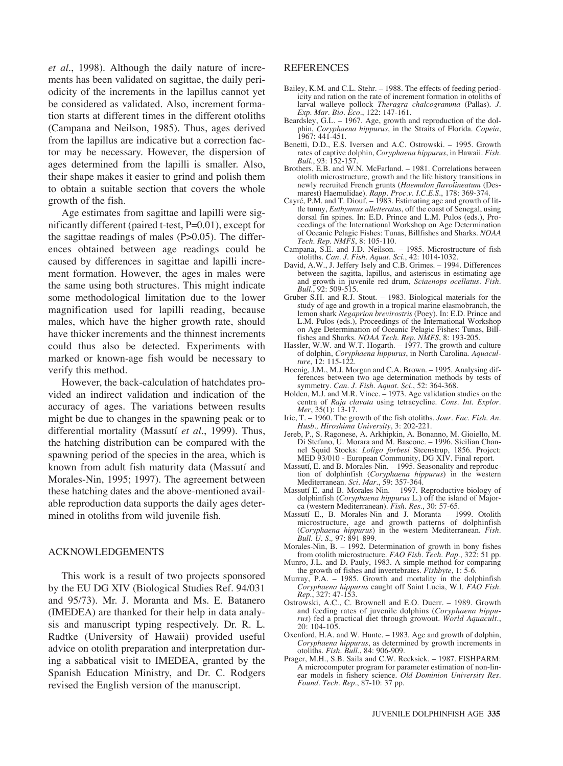*et al*., 1998). Although the daily nature of increments has been validated on sagittae, the daily periodicity of the increments in the lapillus cannot yet be considered as validated. Also, increment formation starts at different times in the different otoliths (Campana and Neilson, 1985). Thus, ages derived from the lapillus are indicative but a correction factor may be necessary. However, the dispersion of ages determined from the lapilli is smaller. Also, their shape makes it easier to grind and polish them to obtain a suitable section that covers the whole growth of the fish.

Age estimates from sagittae and lapilli were significantly different (paired t-test, P=0.01), except for the sagittae readings of males (P>0.05). The differences obtained between age readings could be caused by differences in sagittae and lapilli increment formation. However, the ages in males were the same using both structures. This might indicate some methodological limitation due to the lower magnification used for lapilli reading, because males, which have the higher growth rate, should have thicker increments and the thinnest increments could thus also be detected. Experiments with marked or known-age fish would be necessary to verify this method.

However, the back-calculation of hatchdates provided an indirect validation and indication of the accuracy of ages. The variations between results might be due to changes in the spawning peak or to differential mortality (Massutí *et al*., 1999). Thus, the hatching distribution can be compared with the spawning period of the species in the area, which is known from adult fish maturity data (Massutí and Morales-Nin, 1995; 1997). The agreement between these hatching dates and the above-mentioned available reproduction data supports the daily ages determined in otoliths from wild juvenile fish.

## ACKNOWLEDGEMENTS

This work is a result of two projects sponsored by the EU DG XIV (Biological Studies Ref. 94/031 and 95/73). Mr. J. Moranta and Ms. E. Batanero (IMEDEA) are thanked for their help in data analysis and manuscript typing respectively. Dr. R. L. Radtke (University of Hawaii) provided useful advice on otolith preparation and interpretation during a sabbatical visit to IMEDEA, granted by the Spanish Education Ministry, and Dr. C. Rodgers revised the English version of the manuscript.

## REFERENCES

Bailey, K.M. and C.L. Stehr. – 1988. The effects of feeding periodicity and ration on the rate of increment formation in otoliths of larval walleye pollock *Theragra chalcogramma* (Pallas). *J. Exp. Mar. Bio. Eco*., 122: 147-161.

Beardsley, G.L. – 1967. Age, growth and reproduction of the dolphin, *Coryphaena hippurus*, in the Straits of Florida. *Copeia*, 1967: 441-451.

Benetti, D.D., E.S. Iversen and A.C. Ostrowski. – 1995. Growth rates of captive dolphin, *Coryphaena hippurus*, in Hawaii. *Fish. Bull*., 93: 152-157.

Brothers, E.B. and W.N. McFarland. – 1981. Correlations between otolith microstructure, growth and the life history transitions in newly recruited French grunts (*Haemulon flavolineatum* (Desmarest) Haemulidae). *Rapp. Proc.v. I.C.E.S*., 178: 369-374.

Cayré, P.M. and T. Diouf. – 1983. Estimating age and growth of little tunny, *Euthynnus alletteratus*, off the coast of Senegal, using dorsal fin spines. In: E.D. Prince and L.M. Pulos (eds.), Proceedings of the International Workshop on Age Determination of Oceanic Pelagic Fishes: Tunas, Billfishes and Sharks. *NOAA Tech. Rep. NMFS*, 8: 105-110.

Campana, S.E. and J.D. Neilson. – 1985. Microstructure of fish otoliths. *Can. J. Fish. Aquat. Sci*., 42: 1014-1032.

David, A.W., J. Jeffery Isely and C.B. Grimes. – 1994. Differences between the sagitta, lapillus, and asteriscus in estimating age and growth in juvenile red drum, *Sciaenops ocellatus*. *Fish. Bull*., 92: 509-515.

Gruber S.H. and R.J. Stout. – 1983. Biological materials for the study of age and growth in a tropical marine elasmobranch, the lemon shark *Negaprion brevirostris* (Poey). In: E.D. Prince and L.M. Pulos (eds.), Proceedings of the International Workshop on Age Determination of Oceanic Pelagic Fishes: Tunas, Billfishes and Sharks. *NOAA Tech. Rep. NMFS*, 8: 193-205.

Hassler, W.W. and W.T. Hogarth. – 1977. The growth and culture of dolphin, *Coryphaena hippurus*, in North Carolina. *Aquaculture*, 12: 115-122.

Hoenig, J.M., M.J. Morgan and C.A. Brown. – 1995. Analysing differences between two age determination methods by tests of symmetry. *Can. J. Fish. Aquat. Sci*., 52: 364-368.

Holden, M.J. and M.R. Vince. – 1973. Age validation studies on the centra of *Raja clavata* using tetracycline. *Cons. Int. Explor. Mer*, 35(1): 13-17.

Irie, T. – 1960. The growth of the fish otoliths. *Jour. Fac. Fish. An. Husb., Hiroshima University*, 3: 202-221.

Jereb, P., S. Ragonese, A. Arkhipkin, A. Bonanno, M. Gioiello, M. Di Stefano, U. Morara and M. Bascone. – 1996. Sicilian Channel Squid Stocks: *Loligo forbesi* Steenstrup, 1856. Project: MED 93/010 - European Community, DG XIV. Final report.

Massutí, E. and B. Morales-Nin. – 1995. Seasonality and reproduction of dolphinfish (*Coryphaena hippurus*) in the western Mediterranean. *Sci. Mar*., 59: 357-364.

Massutí E. and B. Morales-Nin. – 1997. Reproductive biology of dolphinfish (*Coryphaena hippurus* L.) off the island of Majorca (western Mediterranean). *Fish. Res*., 30: 57-65.

Massutí E., B. Morales-Nin and J. Moranta – 1999. Otolith microstructure, age and growth patterns of dolphinfish (*Coryphaena hippurus*) in the western Mediterranean. *Fish. Bull. U. S.,* 97: 891-899.

Morales-Nin, B. – 1992. Determination of growth in bony fishes from otolith microstructure. *FAO Fish. Tech. Pap*., 322: 51 pp.

Munro, J.L. and D. Pauly, 1983. A simple method for comparing the growth of fishes and invertebrates. *Fishbyte*, 1: 5-6.

Murray, P.A. – 1985. Growth and mortality in the dolphinfish *Coryphaena hippurus* caught off Saint Lucia, W.I. *FAO Fish. Rep*., 327: 47-153.

Ostrowski, A.C., C. Brownell and E.O. Duerr. – 1989. Growth and feeding rates of juvenile dolphins (*Coryphaena hippurus*) fed a practical diet through growout. *World Aquacult*., 20: 104-105.

Oxenford, H.A. and W. Hunte. – 1983. Age and growth of dolphin, *Coryphaena hippurus*, as determined by growth increments in otoliths. *Fish. Bull*., 84: 906-909.

Prager, M.H., S.B. Saila and C.W. Recksiek. – 1987. FISHPARM: A microcomputer program for parameter estimation of non-linear models in fishery science. *Old Dominion University Res. Found. Tech. Rep*., 87-10: 37 pp.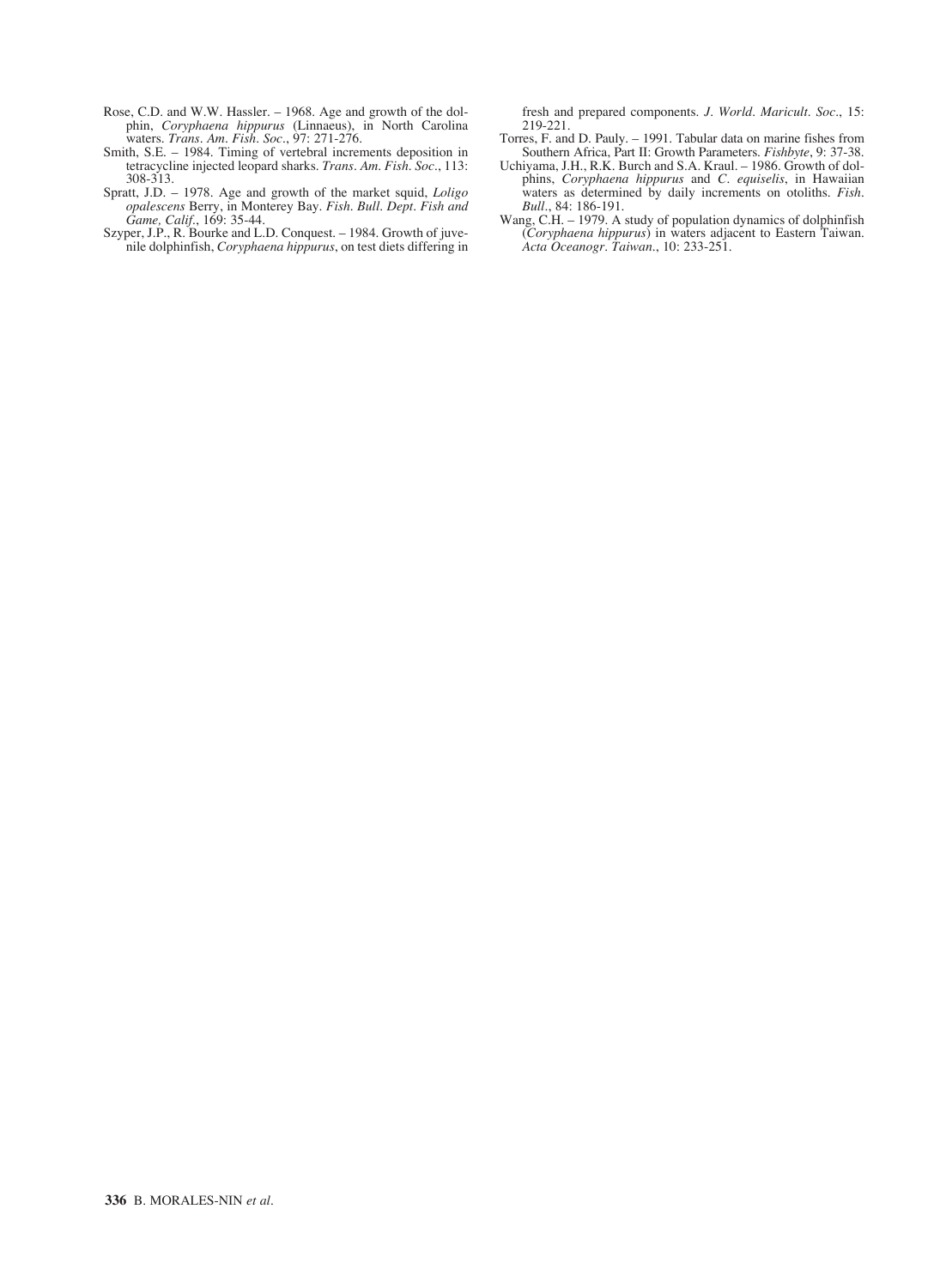Rose, C.D. and W.W. Hassler. – 1968. Age and growth of the dolphin, *Coryphaena hippurus* (Linnaeus), in North Carolina waters. *Trans. Am. Fish. Soc.*, 97: 271-276.

Smith, S.E. – 1984. Timing of vertebral increments deposition in tetracycline injected leopard sharks. *Trans. Am. Fish. Soc.*, 113: 308-313.

Spratt, J.D. – 1978. Age and growth of the market squid, *Loligo opalescens* Berry, in Monterey Bay. *Fish. Bull. Dept. Fish and Game, Calif.*, 169: 35-44.

Szyper, J.P., R. Bourke and L.D. Conquest. – 1984. Growth of juvenile dolphinfish, *Coryphaena hippurus*, on test diets differing in fresh and prepared components. *J. World. Maricult. Soc.*, 15: 219-221.

Torres, F. and D. Pauly. – 1991. Tabular data on marine fishes from Southern Africa, Part II: Growth Parameters. *Fishbyte*, 9: 37-38.

Uchiyama, J.H., R.K. Burch and S.A. Kraul. – 1986. Growth of dolphins, *Coryphaena hippurus* and *C. equiselis*, in Hawaiian waters as determined by daily increments on otoliths. *Fish. Bull.*, 84: 186-191.

Wang, C.H. – 1979. A study of population dynamics of dolphinfish (*Coryphaena hippurus*) in waters adjacent to Eastern Taiwan. *Acta Oceanogr. Taiwan.*, 10: 233-251.